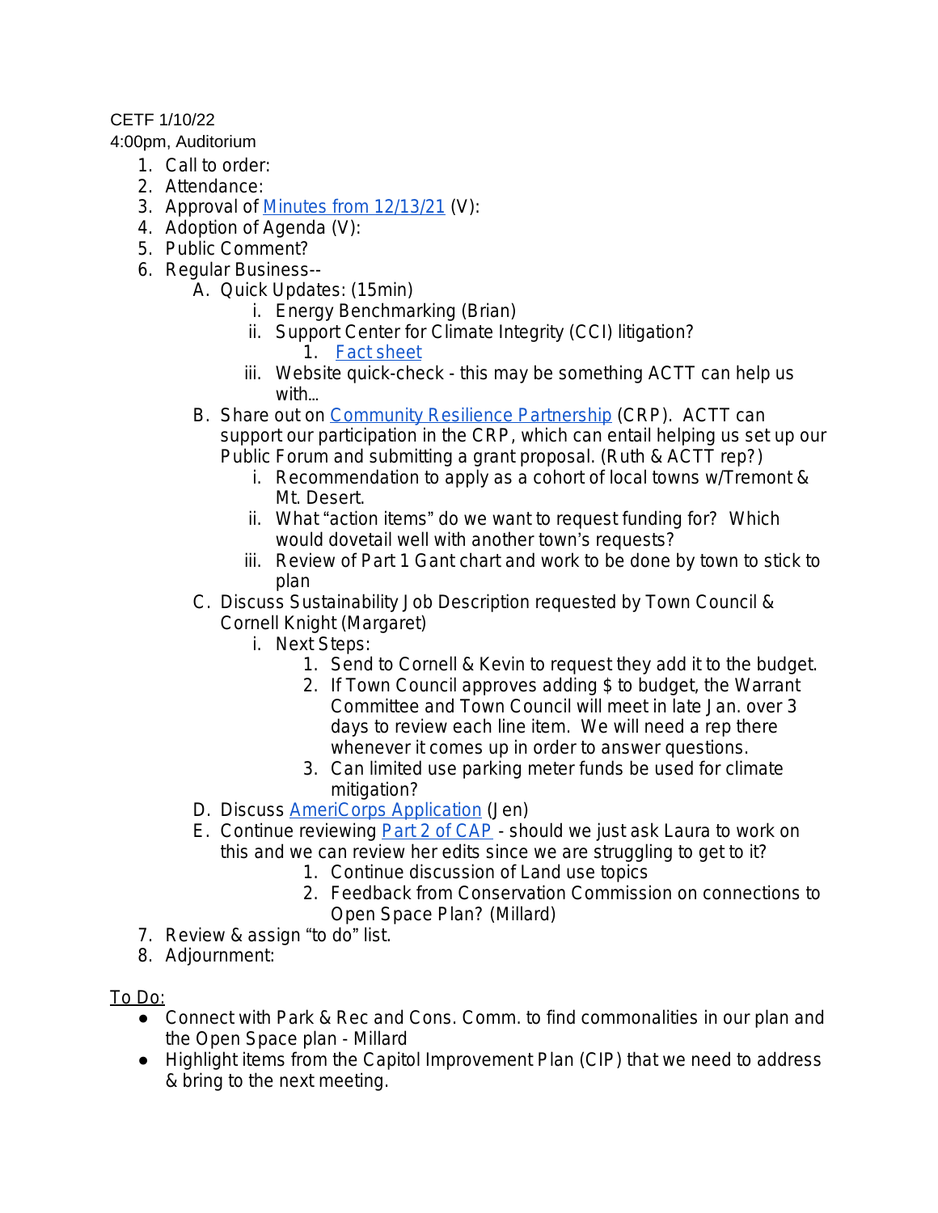CETF 1/10/22

4:00pm, Auditorium

1. Call to order:
2. Attendance:
3. Approval of Minutes from 12/13/21 (V):
4. Adoption of Agenda (V):
5. Public Comment?
6. Regular Business--
    A. Quick Updates: (15min)
        i. Energy Benchmarking (Brian)
        ii. Support Center for Climate Integrity (CCI) litigation?
            1. Fact sheet
        iii. Website quick-check - this may be something ACTT can help us with...
    B. Share out on Community Resilience Partnership (CRP). ACTT can support our participation in the CRP, which can entail helping us set up our Public Forum and submitting a grant proposal. (Ruth & ACTT rep?)
        i. Recommendation to apply as a cohort of local towns w/Tremont & Mt. Desert.
        ii. What "action items" do we want to request funding for? Which would dovetail well with another town's requests?
        iii. Review of Part 1 Gant chart and work to be done by town to stick to plan
    C. Discuss Sustainability Job Description requested by Town Council & Cornell Knight (Margaret)
        i. Next Steps:
            1. Send to Cornell & Kevin to request they add it to the budget.
            2. If Town Council approves adding $ to budget, the Warrant Committee and Town Council will meet in late Jan. over 3 days to review each line item. We will need a rep there whenever it comes up in order to answer questions.
            3. Can limited use parking meter funds be used for climate mitigation?
    D. Discuss AmeriCorps Application (Jen)
    E. Continue reviewing Part 2 of CAP - should we just ask Laura to work on this and we can review her edits since we are struggling to get to it?
        1. Continue discussion of Land use topics
        2. Feedback from Conservation Commission on connections to Open Space Plan? (Millard)
7. Review & assign "to do" list.
8. Adjournment:

To Do:

- Connect with Park & Rec and Cons. Comm. to find commonalities in our plan and the Open Space plan - Millard
- Highlight items from the Capitol Improvement Plan (CIP) that we need to address & bring to the next meeting.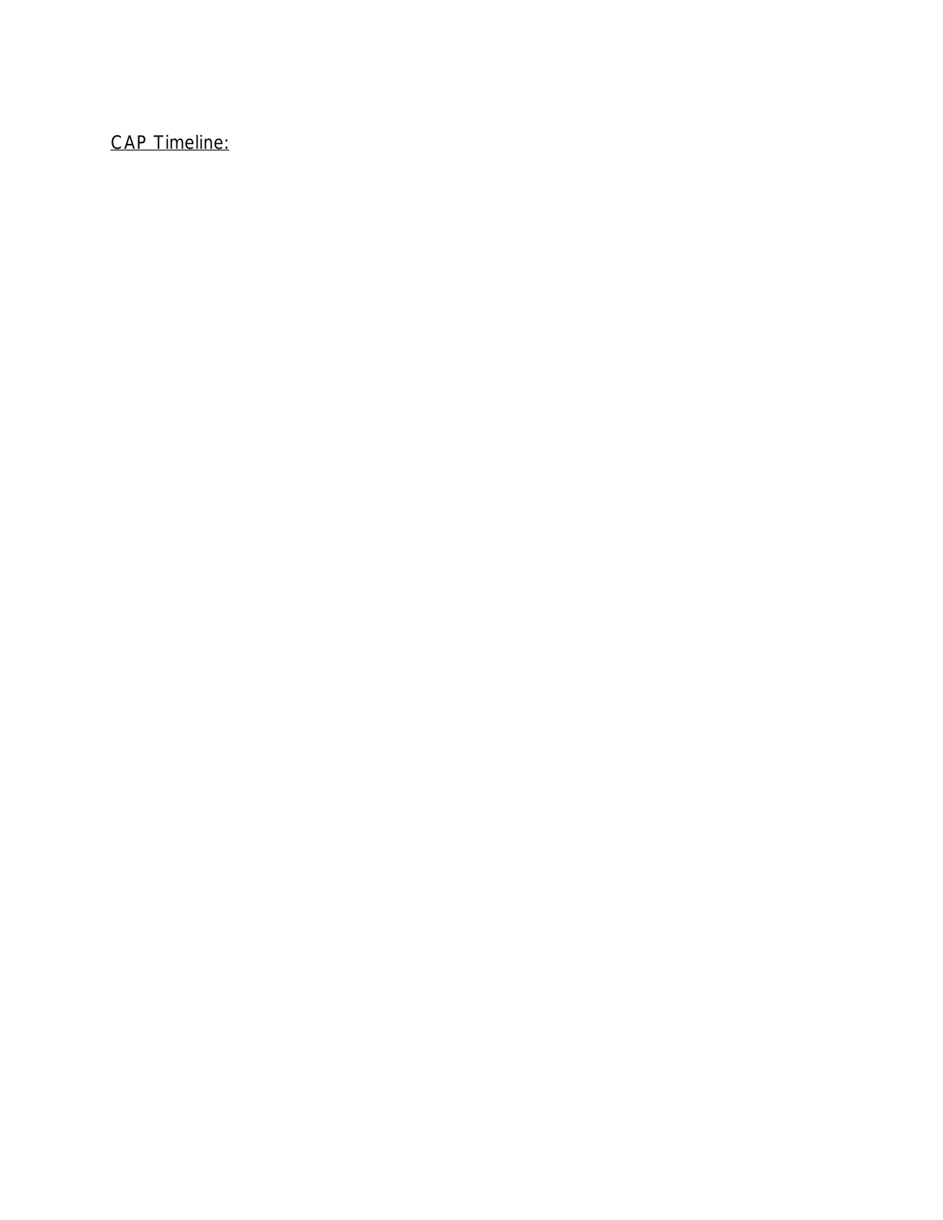<u>CAP Timeline:</u>